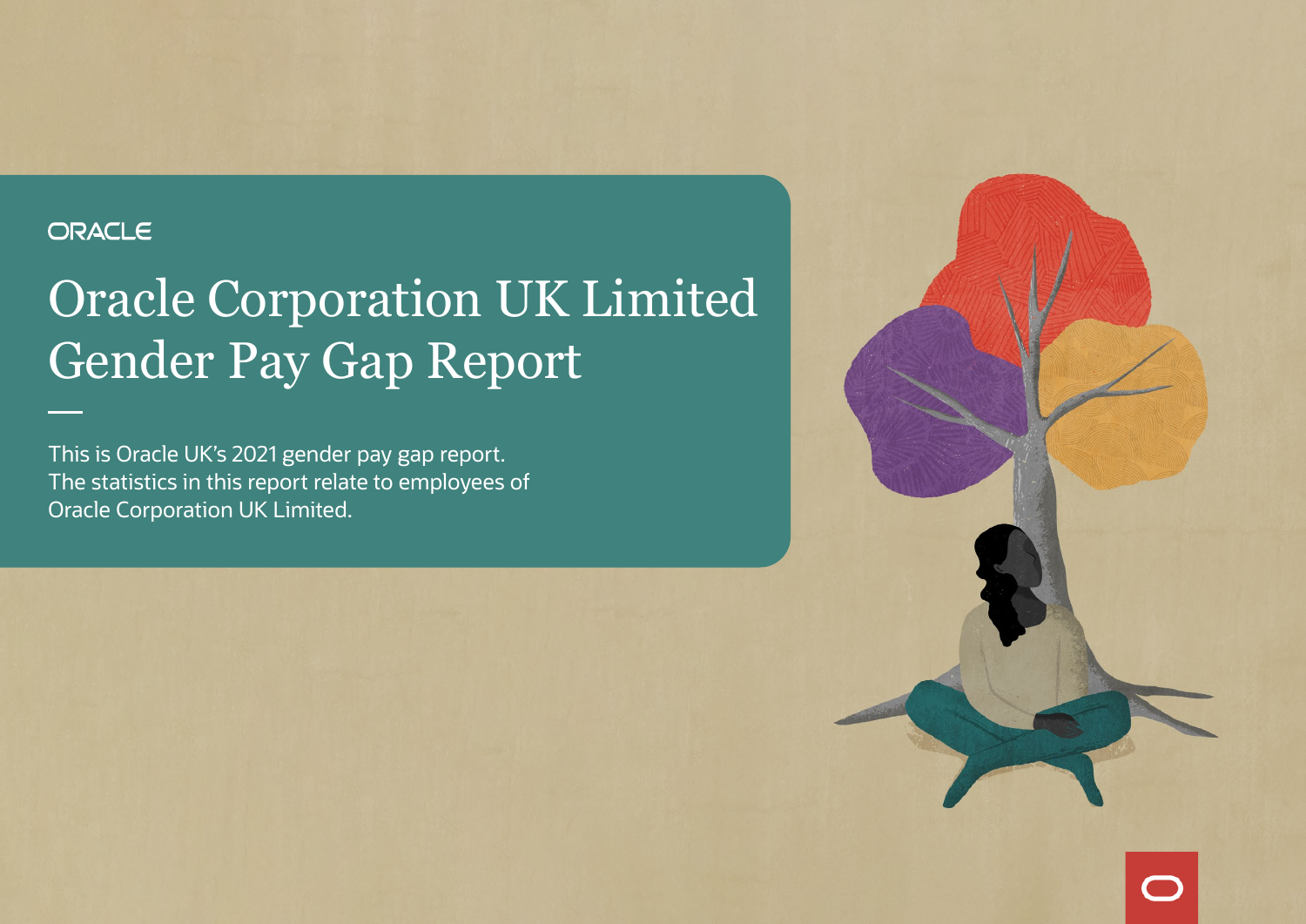ORACLE

# Oracle Corporation UK Limited Gender Pay Gap Report

This is Oracle UK's 2021 gender pay gap report. The statistics in this report relate to employees of Oracle Corporation UK Limited.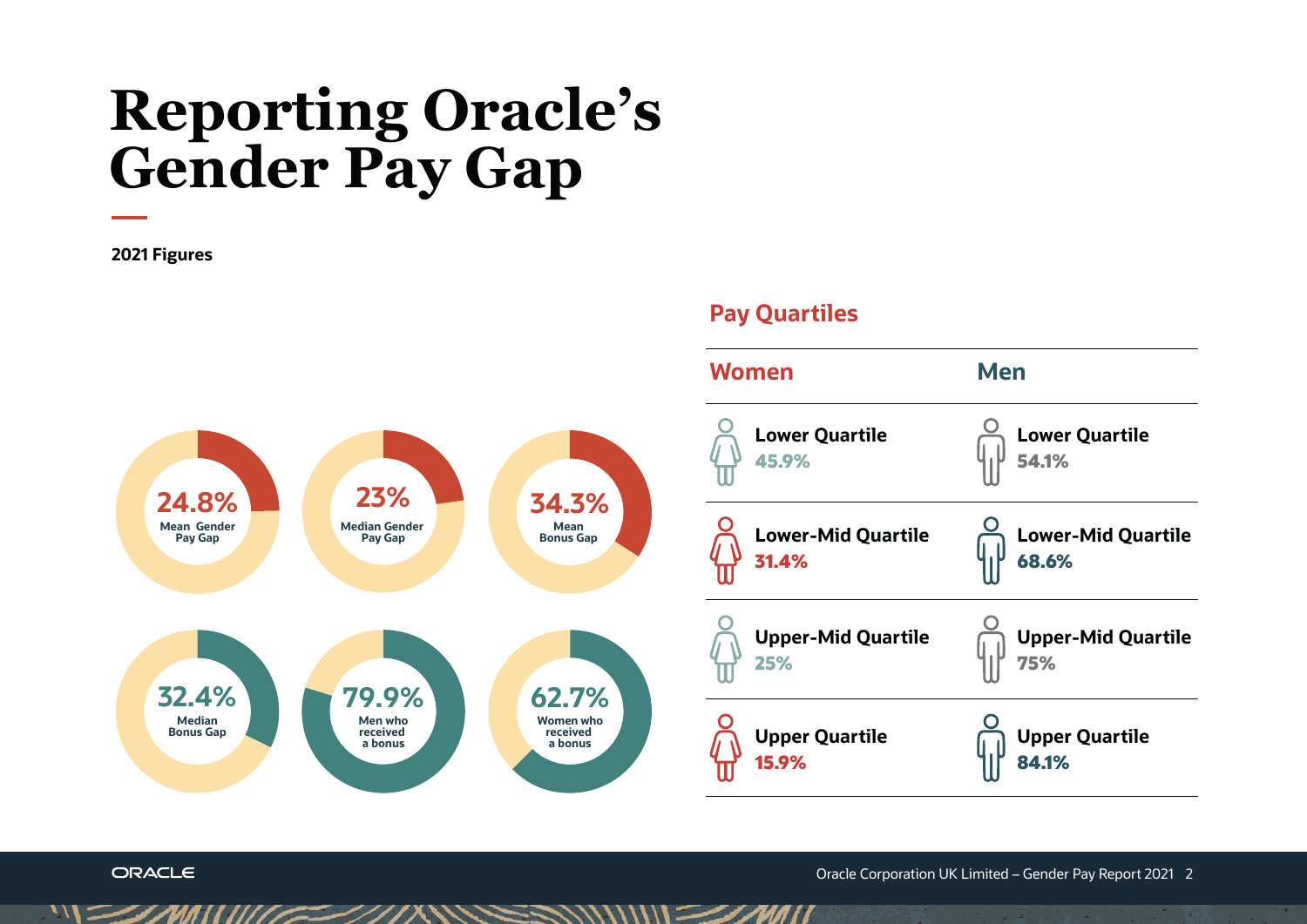# Reporting Oracle's Gender Pay Gap

**2021 Figures**

| Metric | Value |
| --- | --- |
| Mean Gender Pay Gap | 24.8% |
| Median Gender Pay Gap | 23% |
| Mean Bonus Gap | 34.3% |
| Median Bonus Gap | 32.4% |
| Men who received a bonus | 79.9% |
| Women who received a bonus | 62.7% |

## Pay Quartiles

| Quartile | Women | Men |
| --- | --- | --- |
| Lower Quartile | 45.9% | 54.1% |
| Lower-Mid Quartile | 31.4% | 68.6% |
| Upper-Mid Quartile | 25% | 75% |
| Upper Quartile | 15.9% | 84.1% |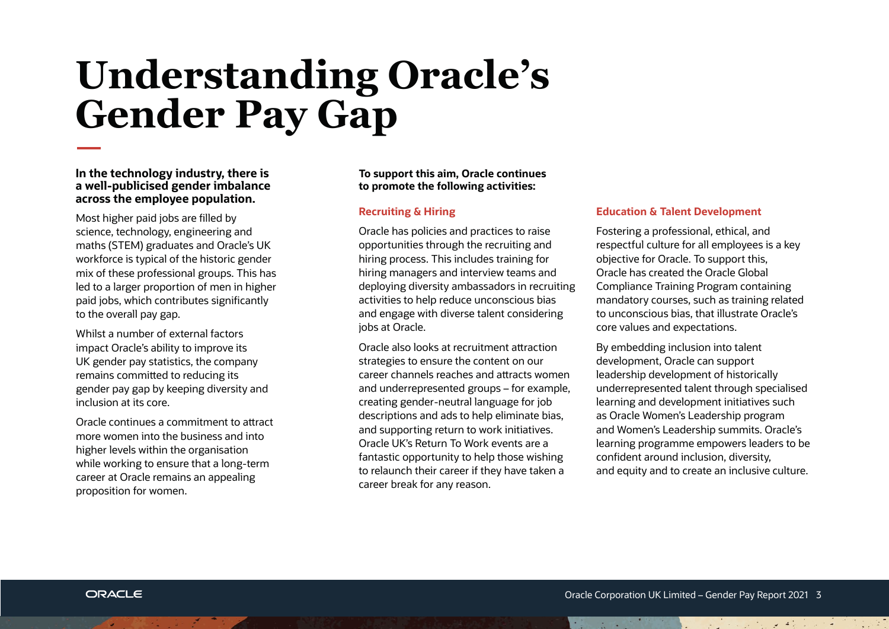# Understanding Oracle's Gender Pay Gap

**In the technology industry, there is a well-publicised gender imbalance across the employee population.**

Most higher paid jobs are filled by science, technology, engineering and maths (STEM) graduates and Oracle's UK workforce is typical of the historic gender mix of these professional groups. This has led to a larger proportion of men in higher paid jobs, which contributes significantly to the overall pay gap.

Whilst a number of external factors impact Oracle's ability to improve its UK gender pay statistics, the company remains committed to reducing its gender pay gap by keeping diversity and inclusion at its core.

Oracle continues a commitment to attract more women into the business and into higher levels within the organisation while working to ensure that a long-term career at Oracle remains an appealing proposition for women.

**To support this aim, Oracle continues to promote the following activities:**

### Recruiting & Hiring

Oracle has policies and practices to raise opportunities through the recruiting and hiring process. This includes training for hiring managers and interview teams and deploying diversity ambassadors in recruiting activities to help reduce unconscious bias and engage with diverse talent considering jobs at Oracle.

Oracle also looks at recruitment attraction strategies to ensure the content on our career channels reaches and attracts women and underrepresented groups – for example, creating gender-neutral language for job descriptions and ads to help eliminate bias, and supporting return to work initiatives. Oracle UK's Return To Work events are a fantastic opportunity to help those wishing to relaunch their career if they have taken a career break for any reason.

### Education & Talent Development

Fostering a professional, ethical, and respectful culture for all employees is a key objective for Oracle. To support this, Oracle has created the Oracle Global Compliance Training Program containing mandatory courses, such as training related to unconscious bias, that illustrate Oracle's core values and expectations.

By embedding inclusion into talent development, Oracle can support leadership development of historically underrepresented talent through specialised learning and development initiatives such as Oracle Women's Leadership program and Women's Leadership summits. Oracle's learning programme empowers leaders to be confident around inclusion, diversity, and equity and to create an inclusive culture.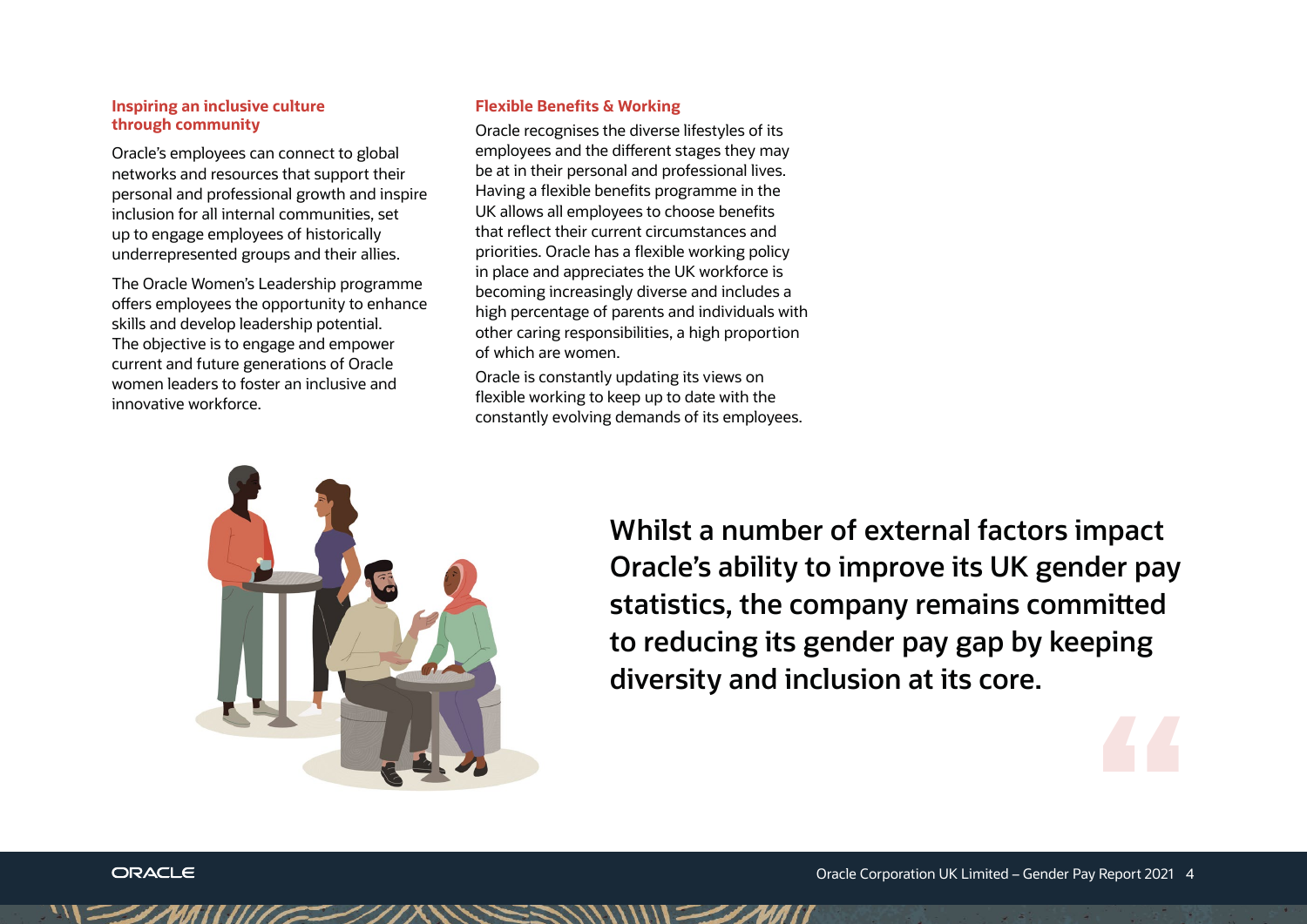## Inspiring an inclusive culture through community

Oracle's employees can connect to global networks and resources that support their personal and professional growth and inspire inclusion for all internal communities, set up to engage employees of historically underrepresented groups and their allies.

The Oracle Women's Leadership programme offers employees the opportunity to enhance skills and develop leadership potential. The objective is to engage and empower current and future generations of Oracle women leaders to foster an inclusive and innovative workforce.

## Flexible Benefits & Working

Oracle recognises the diverse lifestyles of its employees and the different stages they may be at in their personal and professional lives. Having a flexible benefits programme in the UK allows all employees to choose benefits that reflect their current circumstances and priorities. Oracle has a flexible working policy in place and appreciates the UK workforce is becoming increasingly diverse and includes a high percentage of parents and individuals with other caring responsibilities, a high proportion of which are women.

Oracle is constantly updating its views on flexible working to keep up to date with the constantly evolving demands of its employees.

**Whilst a number of external factors impact Oracle's ability to improve its UK gender pay statistics, the company remains committed to reducing its gender pay gap by keeping diversity and inclusion at its core.**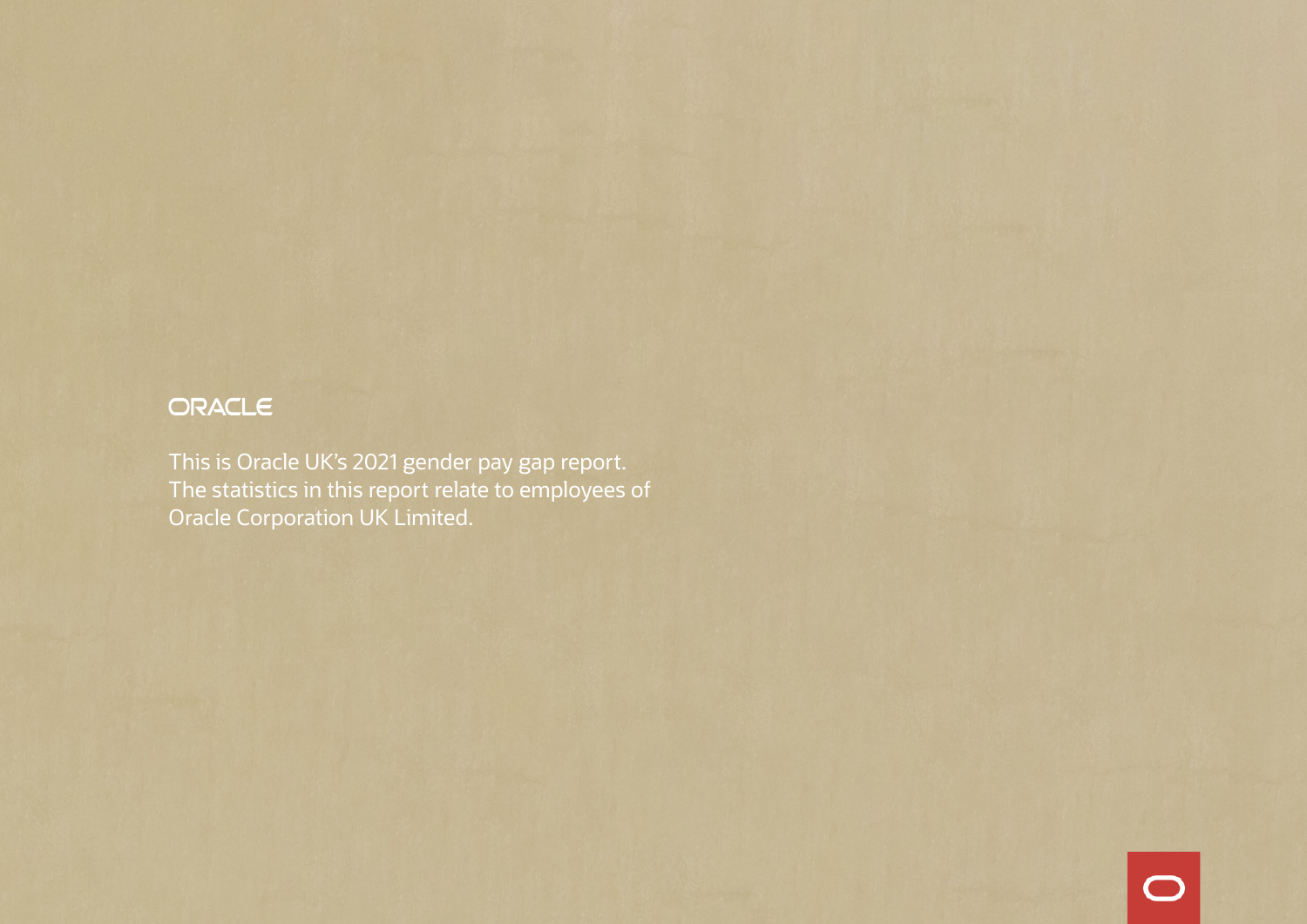ORACLE

This is Oracle UK's 2021 gender pay gap report. The statistics in this report relate to employees of Oracle Corporation UK Limited.